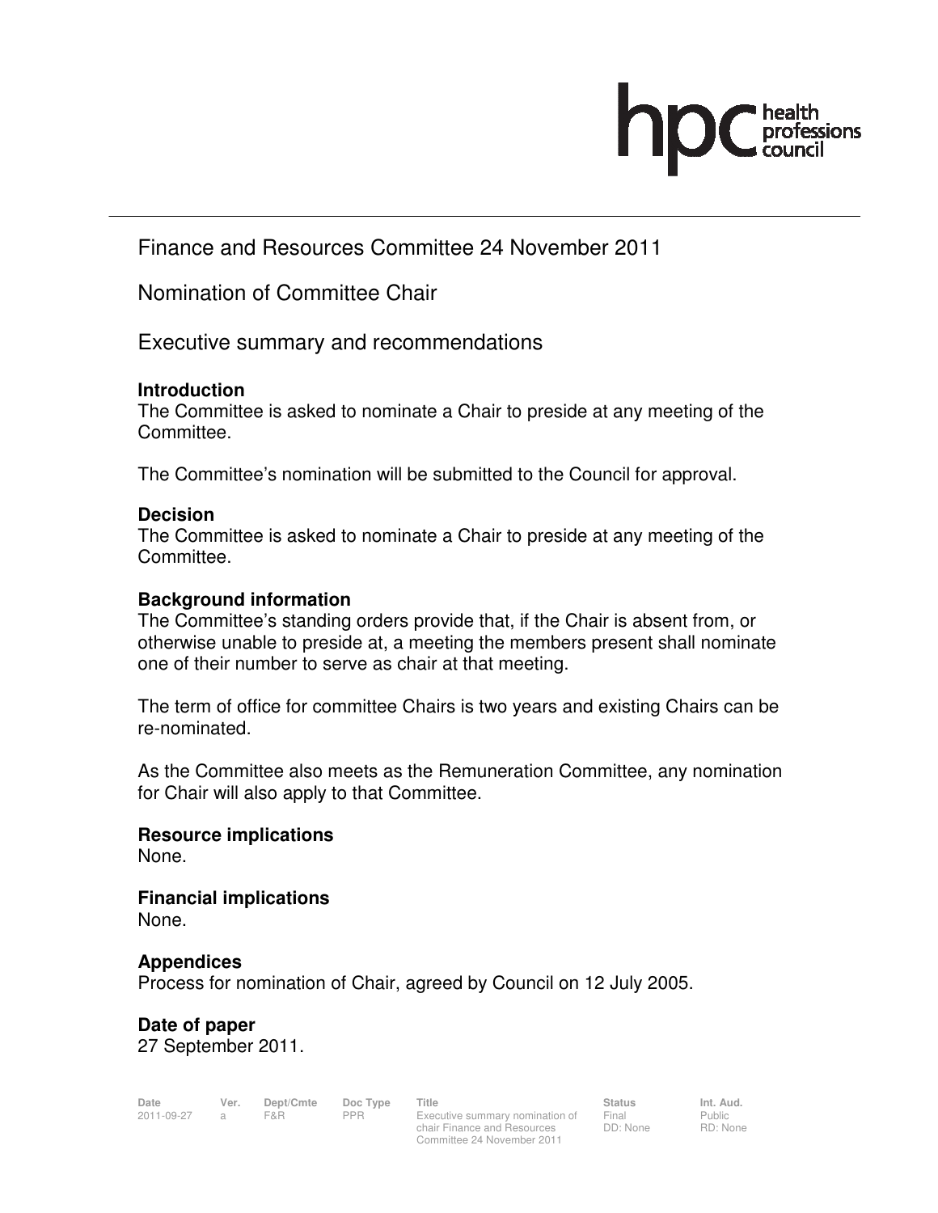# Finance and Resources Committee 24 November 2011

## Nomination of Committee Chair

## Executive summary and recommendations

### Introduction

The Committee is asked to nominate a Chair to preside at any meeting of the Committee.

The Committee's nomination will be submitted to the Council for approval.

### Decision

The Committee is asked to nominate a Chair to preside at any meeting of the Committee.

### Background information

The Committee's standing orders provide that, if the Chair is absent from, or otherwise unable to preside at, a meeting the members present shall nominate one of their number to serve as chair at that meeting.

The term of office for committee Chairs is two years and existing Chairs can be re-nominated.

As the Committee also meets as the Remuneration Committee, any nomination for Chair will also apply to that Committee.

### Resource implications

None.

### Financial implications

None.

### Appendices

Process for nomination of Chair, agreed by Council on 12 July 2005.

### Date of paper

27 September 2011.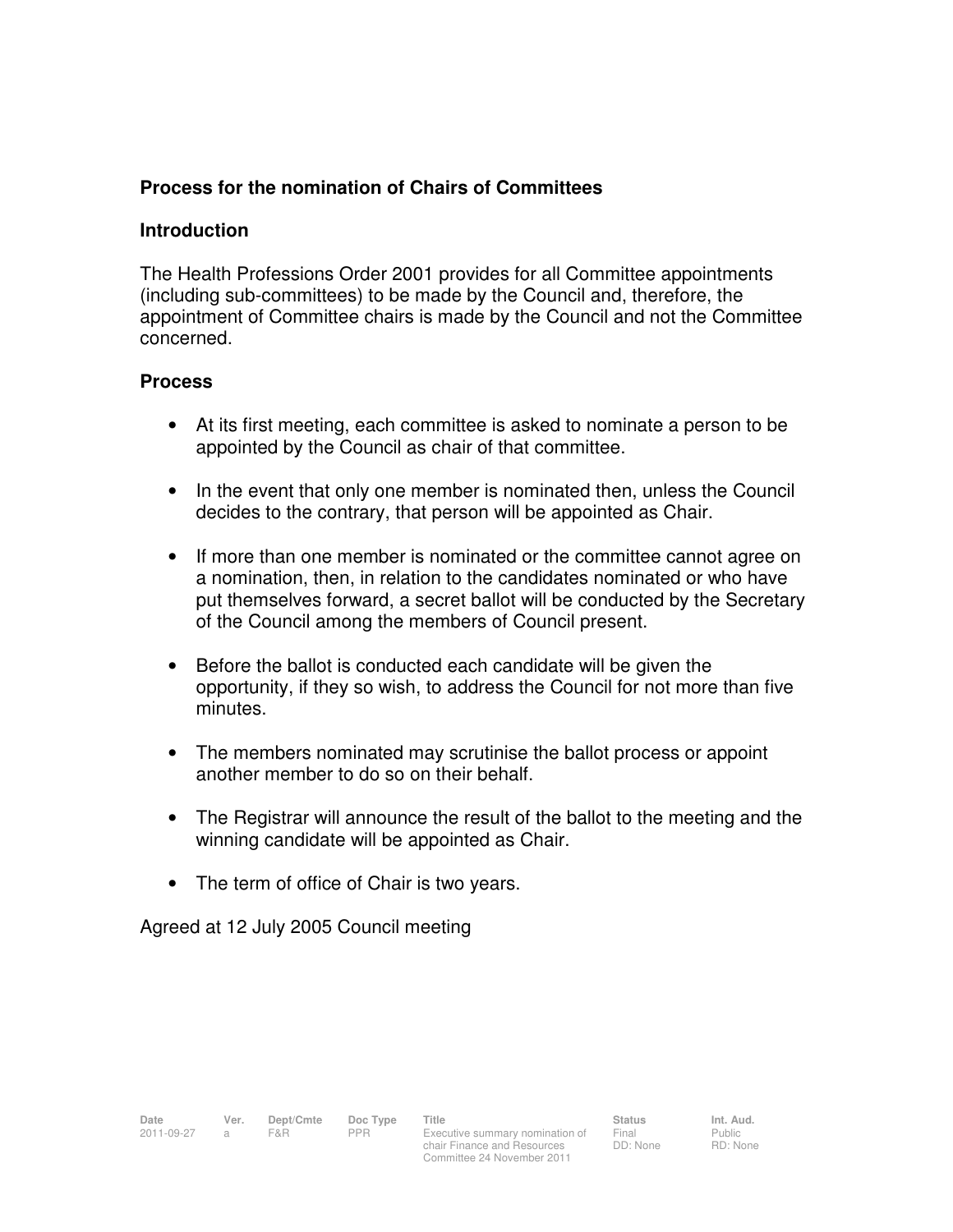**Process for the nomination of Chairs of Committees**

**Introduction**

The Health Professions Order 2001 provides for all Committee appointments (including sub-committees) to be made by the Council and, therefore, the appointment of Committee chairs is made by the Council and not the Committee concerned.

**Process**

- At its first meeting, each committee is asked to nominate a person to be appointed by the Council as chair of that committee.
- In the event that only one member is nominated then, unless the Council decides to the contrary, that person will be appointed as Chair.
- If more than one member is nominated or the committee cannot agree on a nomination, then, in relation to the candidates nominated or who have put themselves forward, a secret ballot will be conducted by the Secretary of the Council among the members of Council present.
- Before the ballot is conducted each candidate will be given the opportunity, if they so wish, to address the Council for not more than five minutes.
- The members nominated may scrutinise the ballot process or appoint another member to do so on their behalf.
- The Registrar will announce the result of the ballot to the meeting and the winning candidate will be appointed as Chair.
- The term of office of Chair is two years.

Agreed at 12 July 2005 Council meeting